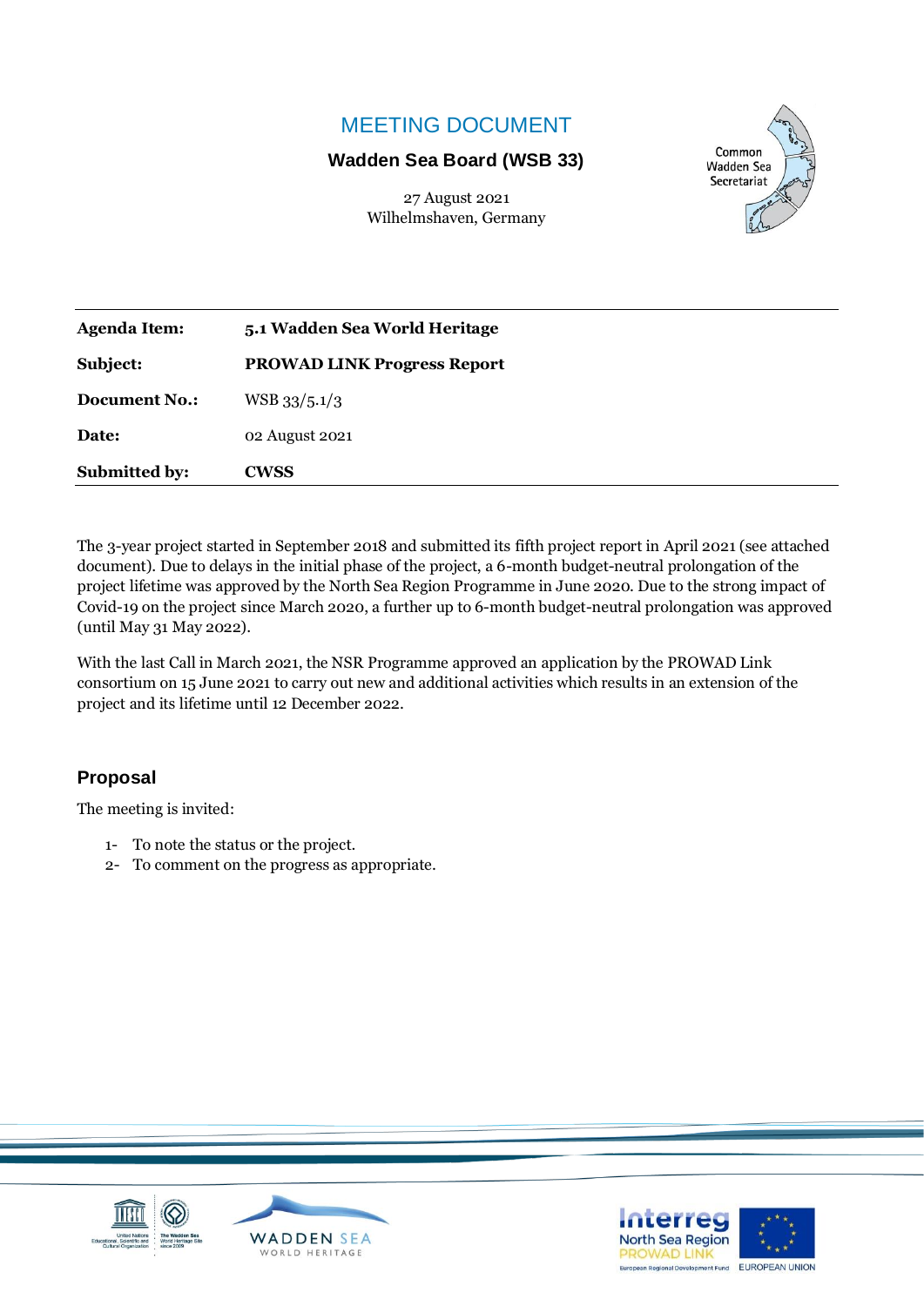# MEETING DOCUMENT

**Wadden Sea Board (WSB 33)**

27 August 2021
Wilhelmshaven, Germany

| | |
|---|---|
| **Agenda Item:** | **5.1 Wadden Sea World Heritage** |
| **Subject:** | **PROWAD LINK Progress Report** |
| **Document No.:** | WSB 33/5.1/3 |
| **Date:** | 02 August 2021 |
| **Submitted by:** | **CWSS** |

The 3-year project started in September 2018 and submitted its fifth project report in April 2021 (see attached document). Due to delays in the initial phase of the project, a 6-month budget-neutral prolongation of the project lifetime was approved by the North Sea Region Programme in June 2020. Due to the strong impact of Covid-19 on the project since March 2020, a further up to 6-month budget-neutral prolongation was approved (until May 31 May 2022).

With the last Call in March 2021, the NSR Programme approved an application by the PROWAD Link consortium on 15 June 2021 to carry out new and additional activities which results in an extension of the project and its lifetime until 12 December 2022.

## Proposal

The meeting is invited:

1- To note the status or the project.
2- To comment on the progress as appropriate.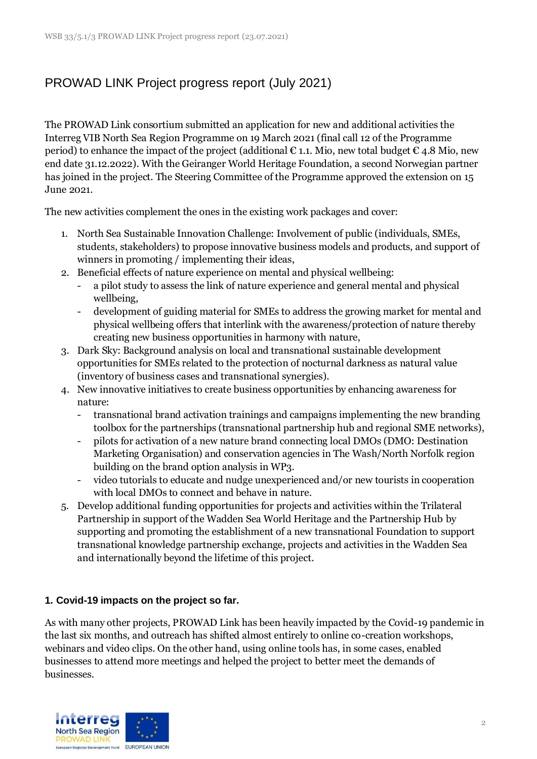# PROWAD LINK Project progress report (July 2021)

The PROWAD Link consortium submitted an application for new and additional activities the Interreg VIB North Sea Region Programme on 19 March 2021 (final call 12 of the Programme period) to enhance the impact of the project (additional € 1.1. Mio, new total budget € 4.8 Mio, new end date 31.12.2022). With the Geiranger World Heritage Foundation, a second Norwegian partner has joined in the project. The Steering Committee of the Programme approved the extension on 15 June 2021.

The new activities complement the ones in the existing work packages and cover:

1. North Sea Sustainable Innovation Challenge: Involvement of public (individuals, SMEs, students, stakeholders) to propose innovative business models and products, and support of winners in promoting / implementing their ideas,
2. Beneficial effects of nature experience on mental and physical wellbeing:
   - a pilot study to assess the link of nature experience and general mental and physical wellbeing,
   - development of guiding material for SMEs to address the growing market for mental and physical wellbeing offers that interlink with the awareness/protection of nature thereby creating new business opportunities in harmony with nature,
3. Dark Sky: Background analysis on local and transnational sustainable development opportunities for SMEs related to the protection of nocturnal darkness as natural value (inventory of business cases and transnational synergies).
4. New innovative initiatives to create business opportunities by enhancing awareness for nature:
   - transnational brand activation trainings and campaigns implementing the new branding toolbox for the partnerships (transnational partnership hub and regional SME networks),
   - pilots for activation of a new nature brand connecting local DMOs (DMO: Destination Marketing Organisation) and conservation agencies in The Wash/North Norfolk region building on the brand option analysis in WP3.
   - video tutorials to educate and nudge unexperienced and/or new tourists in cooperation with local DMOs to connect and behave in nature.
5. Develop additional funding opportunities for projects and activities within the Trilateral Partnership in support of the Wadden Sea World Heritage and the Partnership Hub by supporting and promoting the establishment of a new transnational Foundation to support transnational knowledge partnership exchange, projects and activities in the Wadden Sea and internationally beyond the lifetime of this project.

### 1. Covid-19 impacts on the project so far.

As with many other projects, PROWAD Link has been heavily impacted by the Covid-19 pandemic in the last six months, and outreach has shifted almost entirely to online co-creation workshops, webinars and video clips. On the other hand, using online tools has, in some cases, enabled businesses to attend more meetings and helped the project to better meet the demands of businesses.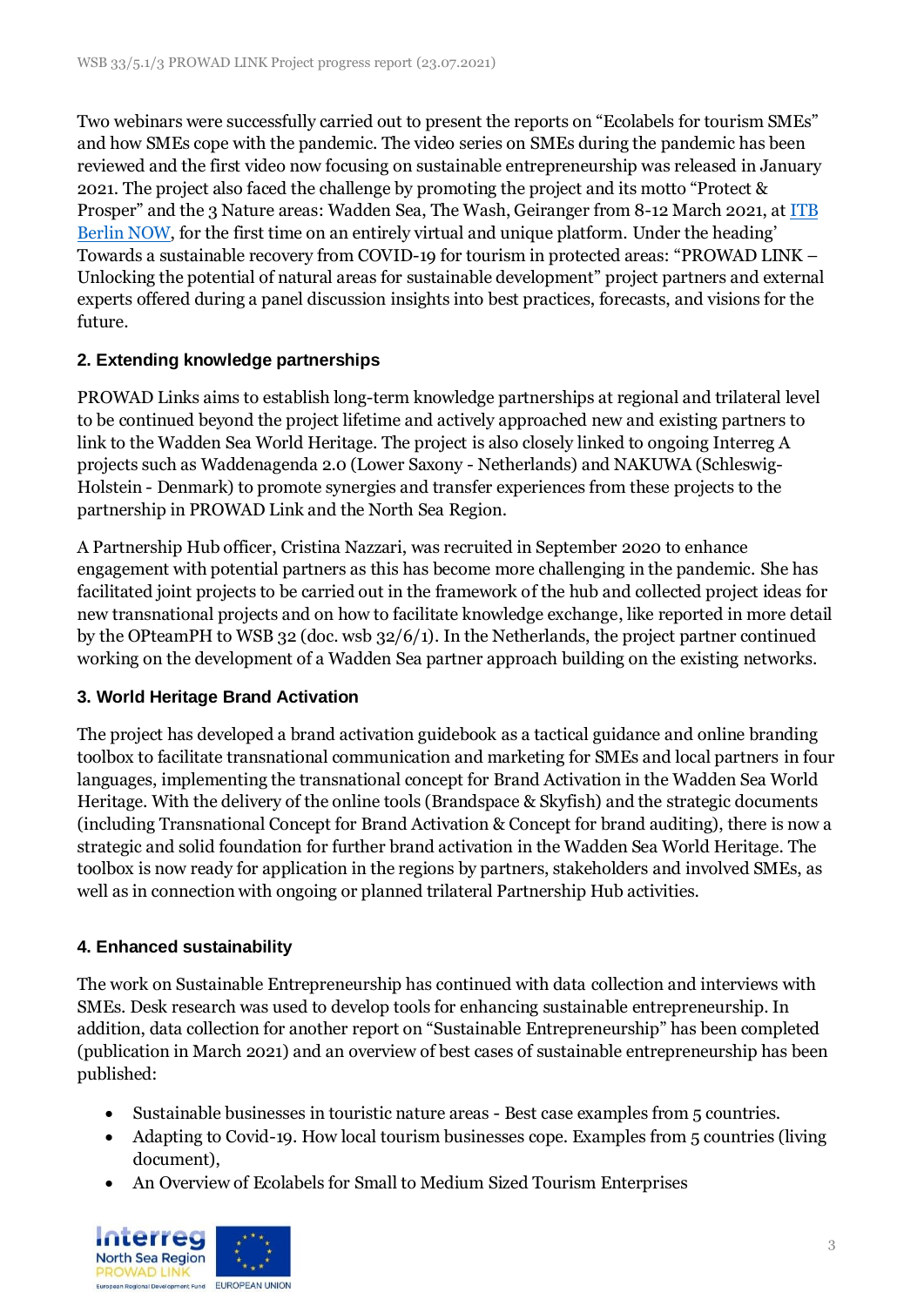Two webinars were successfully carried out to present the reports on "Ecolabels for tourism SMEs" and how SMEs cope with the pandemic. The video series on SMEs during the pandemic has been reviewed and the first video now focusing on sustainable entrepreneurship was released in January 2021. The project also faced the challenge by promoting the project and its motto "Protect & Prosper" and the 3 Nature areas: Wadden Sea, The Wash, Geiranger from 8-12 March 2021, at ITB Berlin NOW, for the first time on an entirely virtual and unique platform. Under the heading' Towards a sustainable recovery from COVID-19 for tourism in protected areas: "PROWAD LINK – Unlocking the potential of natural areas for sustainable development" project partners and external experts offered during a panel discussion insights into best practices, forecasts, and visions for the future.

### 2. Extending knowledge partnerships

PROWAD Links aims to establish long-term knowledge partnerships at regional and trilateral level to be continued beyond the project lifetime and actively approached new and existing partners to link to the Wadden Sea World Heritage. The project is also closely linked to ongoing Interreg A projects such as Waddenagenda 2.0 (Lower Saxony - Netherlands) and NAKUWA (Schleswig-Holstein - Denmark) to promote synergies and transfer experiences from these projects to the partnership in PROWAD Link and the North Sea Region.

A Partnership Hub officer, Cristina Nazzari, was recruited in September 2020 to enhance engagement with potential partners as this has become more challenging in the pandemic. She has facilitated joint projects to be carried out in the framework of the hub and collected project ideas for new transnational projects and on how to facilitate knowledge exchange, like reported in more detail by the OPteamPH to WSB 32 (doc. wsb 32/6/1). In the Netherlands, the project partner continued working on the development of a Wadden Sea partner approach building on the existing networks.

### 3. World Heritage Brand Activation

The project has developed a brand activation guidebook as a tactical guidance and online branding toolbox to facilitate transnational communication and marketing for SMEs and local partners in four languages, implementing the transnational concept for Brand Activation in the Wadden Sea World Heritage. With the delivery of the online tools (Brandspace & Skyfish) and the strategic documents (including Transnational Concept for Brand Activation & Concept for brand auditing), there is now a strategic and solid foundation for further brand activation in the Wadden Sea World Heritage. The toolbox is now ready for application in the regions by partners, stakeholders and involved SMEs, as well as in connection with ongoing or planned trilateral Partnership Hub activities.

### 4. Enhanced sustainability

The work on Sustainable Entrepreneurship has continued with data collection and interviews with SMEs. Desk research was used to develop tools for enhancing sustainable entrepreneurship. In addition, data collection for another report on "Sustainable Entrepreneurship" has been completed (publication in March 2021) and an overview of best cases of sustainable entrepreneurship has been published:

- Sustainable businesses in touristic nature areas - Best case examples from 5 countries.
- Adapting to Covid-19. How local tourism businesses cope. Examples from 5 countries (living document),
- An Overview of Ecolabels for Small to Medium Sized Tourism Enterprises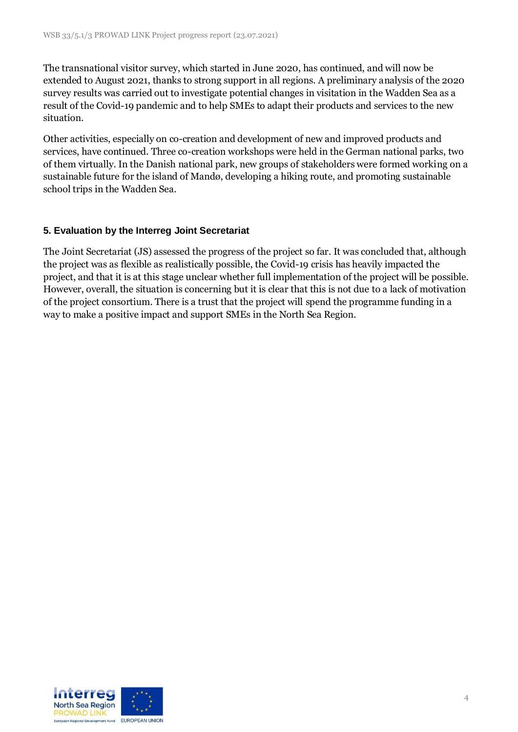The transnational visitor survey, which started in June 2020, has continued, and will now be extended to August 2021, thanks to strong support in all regions. A preliminary analysis of the 2020 survey results was carried out to investigate potential changes in visitation in the Wadden Sea as a result of the Covid-19 pandemic and to help SMEs to adapt their products and services to the new situation.

Other activities, especially on co-creation and development of new and improved products and services, have continued. Three co-creation workshops were held in the German national parks, two of them virtually. In the Danish national park, new groups of stakeholders were formed working on a sustainable future for the island of Mandø, developing a hiking route, and promoting sustainable school trips in the Wadden Sea.

## 5. Evaluation by the Interreg Joint Secretariat

The Joint Secretariat (JS) assessed the progress of the project so far. It was concluded that, although the project was as flexible as realistically possible, the Covid-19 crisis has heavily impacted the project, and that it is at this stage unclear whether full implementation of the project will be possible. However, overall, the situation is concerning but it is clear that this is not due to a lack of motivation of the project consortium. There is a trust that the project will spend the programme funding in a way to make a positive impact and support SMEs in the North Sea Region.